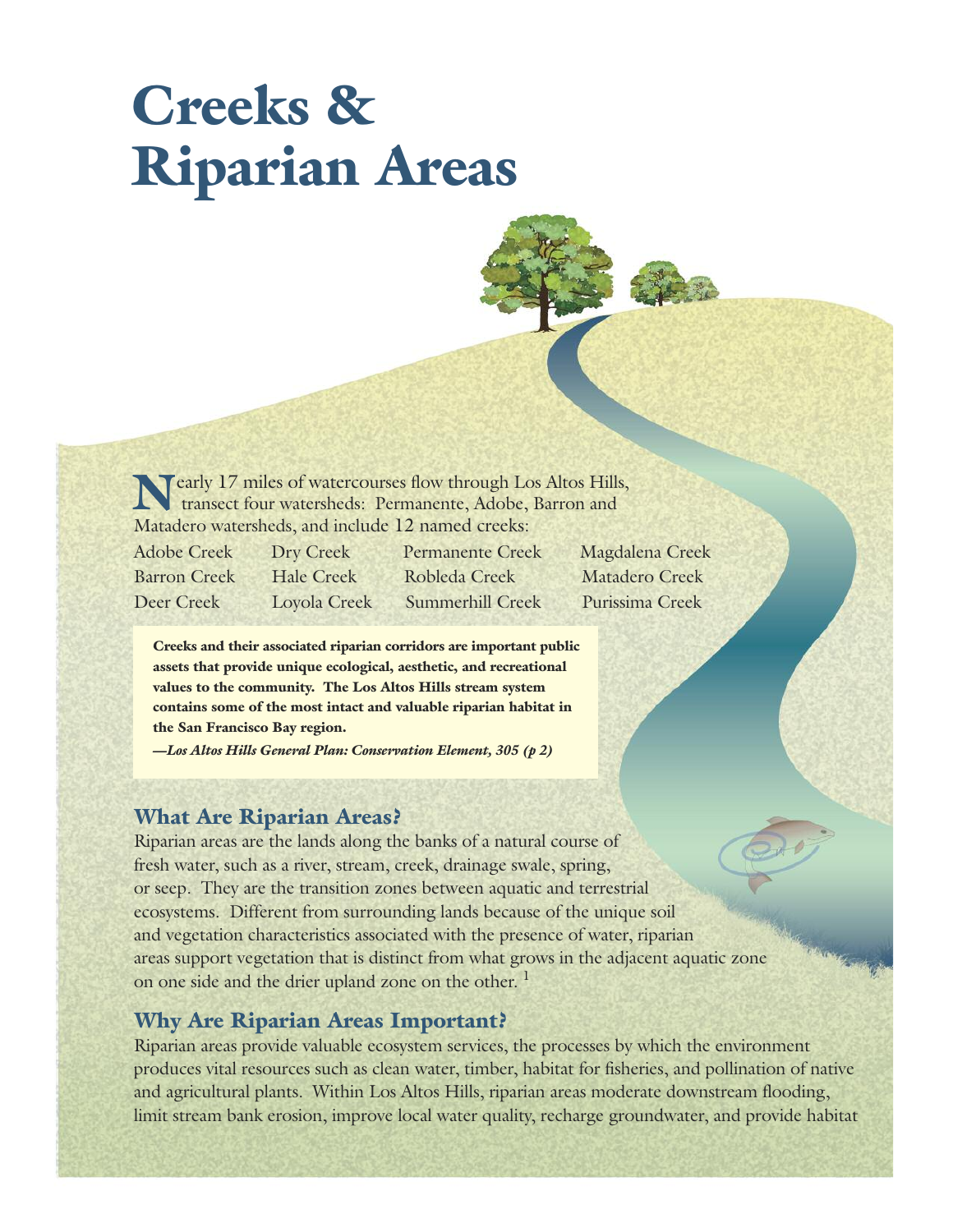# Creeks & Riparian Areas

Nearly 17 miles of watercourses flow through Los Altos Hills, transect four watersheds: Permanente, Adobe, Barron and Matadero watersheds, and include 12 named creeks:

| | | | |
|---|---|---|---|
| Adobe Creek | Dry Creek | Permanente Creek | Magdalena Creek |
| Barron Creek | Hale Creek | Robleda Creek | Matadero Creek |
| Deer Creek | Loyola Creek | Summerhill Creek | Purissima Creek |

> **Creeks and their associated riparian corridors are important public assets that provide unique ecological, aesthetic, and recreational values to the community. The Los Altos Hills stream system contains some of the most intact and valuable riparian habitat in the San Francisco Bay region.**
>
> ***—Los Altos Hills General Plan: Conservation Element, 305 (p 2)***

## What Are Riparian Areas?

Riparian areas are the lands along the banks of a natural course of fresh water, such as a river, stream, creek, drainage swale, spring, or seep. They are the transition zones between aquatic and terrestrial ecosystems. Different from surrounding lands because of the unique soil and vegetation characteristics associated with the presence of water, riparian areas support vegetation that is distinct from what grows in the adjacent aquatic zone on one side and the drier upland zone on the other. [1]

## Why Are Riparian Areas Important?

Riparian areas provide valuable ecosystem services, the processes by which the environment produces vital resources such as clean water, timber, habitat for fisheries, and pollination of native and agricultural plants. Within Los Altos Hills, riparian areas moderate downstream flooding, limit stream bank erosion, improve local water quality, recharge groundwater, and provide habitat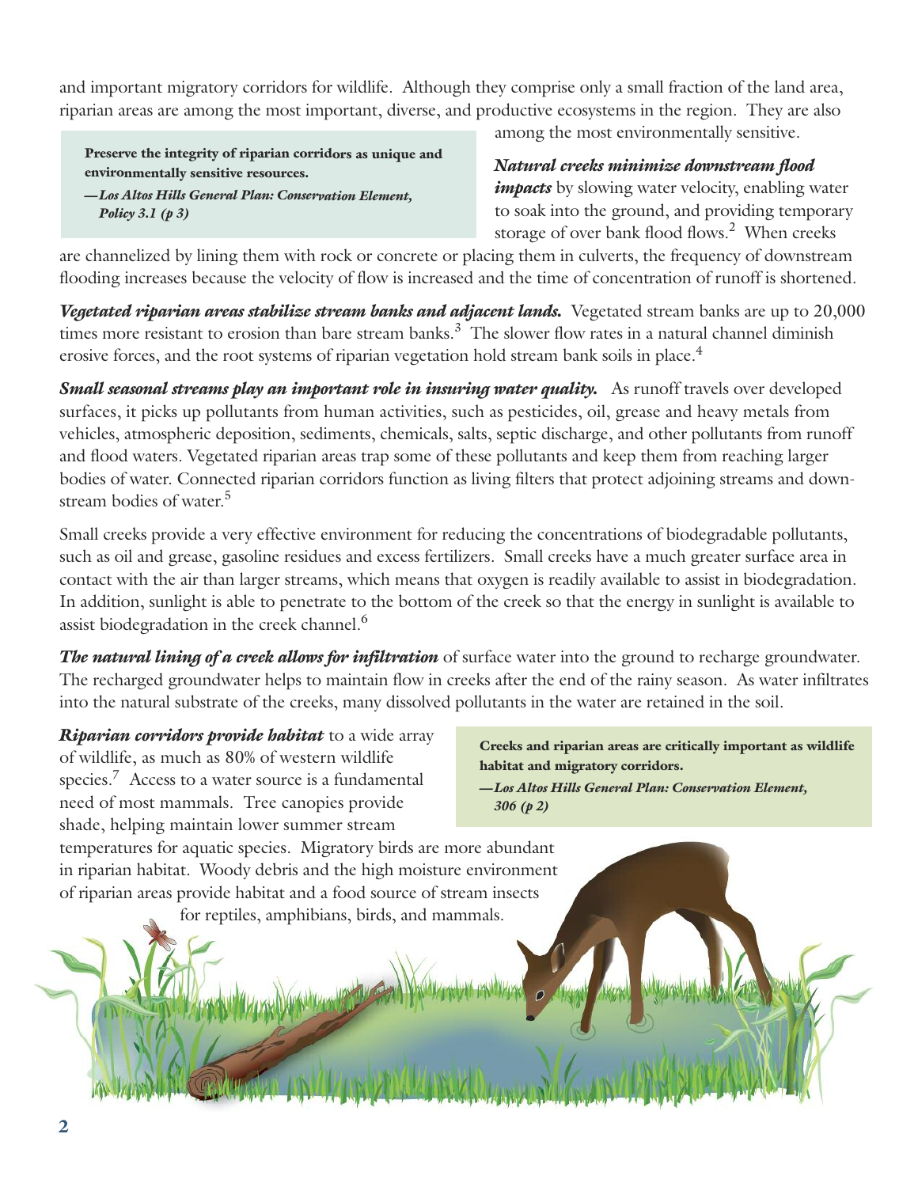and important migratory corridors for wildlife. Although they comprise only a small fraction of the land area, riparian areas are among the most important, diverse, and productive ecosystems in the region. They are also among the most environmentally sensitive.

> **Preserve the integrity of riparian corridors as unique and environmentally sensitive resources.**
>
> ***—Los Altos Hills General Plan: Conservation Element, Policy 3.1 (p 3)***

***Natural creeks minimize downstream flood impacts*** by slowing water velocity, enabling water to soak into the ground, and providing temporary storage of over bank flood flows.[2] When creeks are channelized by lining them with rock or concrete or placing them in culverts, the frequency of downstream flooding increases because the velocity of flow is increased and the time of concentration of runoff is shortened.

***Vegetated riparian areas stabilize stream banks and adjacent lands.*** Vegetated stream banks are up to 20,000 times more resistant to erosion than bare stream banks.[3] The slower flow rates in a natural channel diminish erosive forces, and the root systems of riparian vegetation hold stream bank soils in place.[4]

***Small seasonal streams play an important role in insuring water quality.*** As runoff travels over developed surfaces, it picks up pollutants from human activities, such as pesticides, oil, grease and heavy metals from vehicles, atmospheric deposition, sediments, chemicals, salts, septic discharge, and other pollutants from runoff and flood waters. Vegetated riparian areas trap some of these pollutants and keep them from reaching larger bodies of water. Connected riparian corridors function as living filters that protect adjoining streams and downstream bodies of water.[5]

Small creeks provide a very effective environment for reducing the concentrations of biodegradable pollutants, such as oil and grease, gasoline residues and excess fertilizers. Small creeks have a much greater surface area in contact with the air than larger streams, which means that oxygen is readily available to assist in biodegradation. In addition, sunlight is able to penetrate to the bottom of the creek so that the energy in sunlight is available to assist biodegradation in the creek channel.[6]

***The natural lining of a creek allows for infiltration*** of surface water into the ground to recharge groundwater. The recharged groundwater helps to maintain flow in creeks after the end of the rainy season. As water infiltrates into the natural substrate of the creeks, many dissolved pollutants in the water are retained in the soil.

***Riparian corridors provide habitat*** to a wide array of wildlife, as much as 80% of western wildlife species.[7] Access to a water source is a fundamental need of most mammals. Tree canopies provide shade, helping maintain lower summer stream temperatures for aquatic species. Migratory birds are more abundant in riparian habitat. Woody debris and the high moisture environment of riparian areas provide habitat and a food source of stream insects for reptiles, amphibians, birds, and mammals.

> **Creeks and riparian areas are critically important as wildlife habitat and migratory corridors.**
>
> ***—Los Altos Hills General Plan: Conservation Element, 306 (p 2)***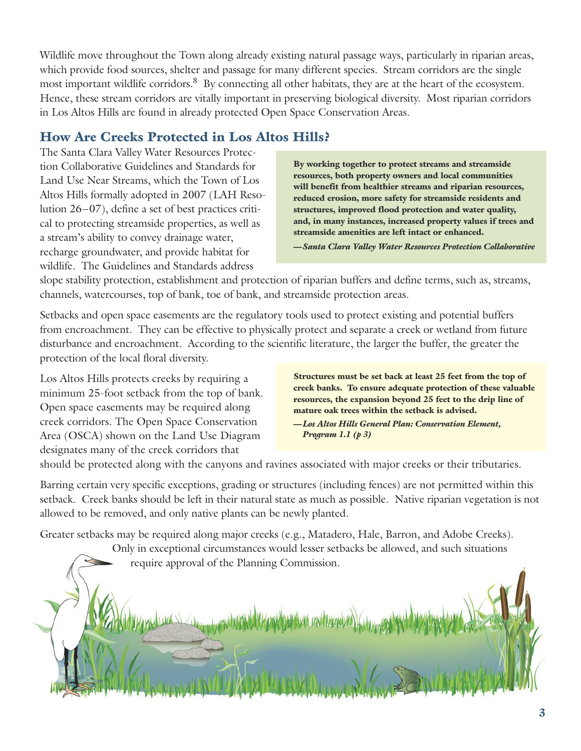Wildlife move throughout the Town along already existing natural passage ways, particularly in riparian areas, which provide food sources, shelter and passage for many different species. Stream corridors are the single most important wildlife corridors.[8] By connecting all other habitats, they are at the heart of the ecosystem. Hence, these stream corridors are vitally important in preserving biological diversity. Most riparian corridors in Los Altos Hills are found in already protected Open Space Conservation Areas.

## How Are Creeks Protected in Los Altos Hills?

The Santa Clara Valley Water Resources Protection Collaborative Guidelines and Standards for Land Use Near Streams, which the Town of Los Altos Hills formally adopted in 2007 (LAH Resolution 26–07), define a set of best practices critical to protecting streamside properties, as well as a stream's ability to convey drainage water, recharge groundwater, and provide habitat for wildlife. The Guidelines and Standards address slope stability protection, establishment and protection of riparian buffers and define terms, such as, streams, channels, watercourses, top of bank, toe of bank, and streamside protection areas.

> **By working together to protect streams and streamside resources, both property owners and local communities will benefit from healthier streams and riparian resources, reduced erosion, more safety for streamside residents and structures, improved flood protection and water quality, and, in many instances, increased property values if trees and streamside amenities are left intact or enhanced.**
>
> ***—Santa Clara Valley Water Resources Protection Collaborative***

Setbacks and open space easements are the regulatory tools used to protect existing and potential buffers from encroachment. They can be effective to physically protect and separate a creek or wetland from future disturbance and encroachment. According to the scientific literature, the larger the buffer, the greater the protection of the local floral diversity.

Los Altos Hills protects creeks by requiring a minimum 25-foot setback from the top of bank. Open space easements may be required along creek corridors. The Open Space Conservation Area (OSCA) shown on the Land Use Diagram designates many of the creek corridors that should be protected along with the canyons and ravines associated with major creeks or their tributaries.

> **Structures must be set back at least 25 feet from the top of creek banks. To ensure adequate protection of these valuable resources, the expansion beyond 25 feet to the drip line of mature oak trees within the setback is advised.**
>
> ***—Los Altos Hills General Plan: Conservation Element, Program 1.1 (p 3)***

Barring certain very specific exceptions, grading or structures (including fences) are not permitted within this setback. Creek banks should be left in their natural state as much as possible. Native riparian vegetation is not allowed to be removed, and only native plants can be newly planted.

Greater setbacks may be required along major creeks (e.g., Matadero, Hale, Barron, and Adobe Creeks). Only in exceptional circumstances would lesser setbacks be allowed, and such situations require approval of the Planning Commission.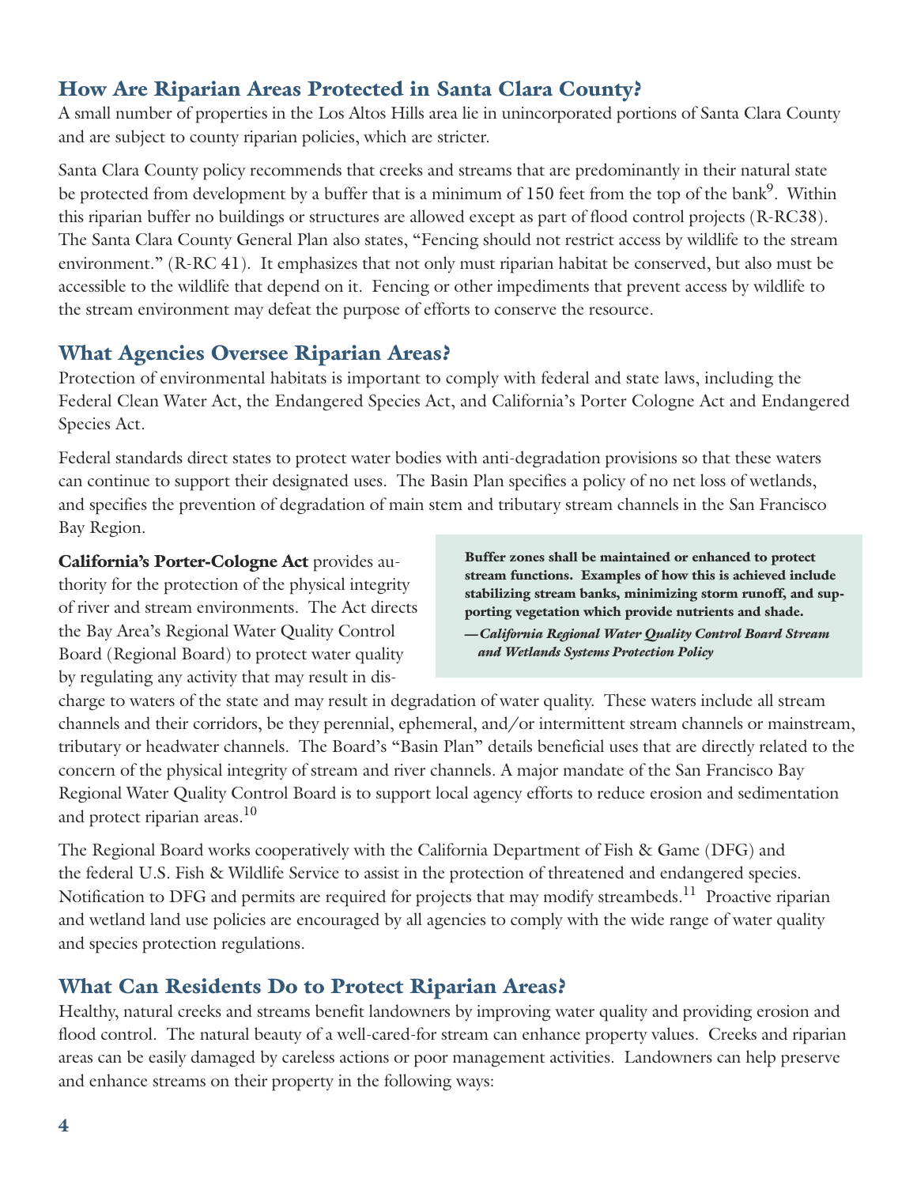## How Are Riparian Areas Protected in Santa Clara County?

A small number of properties in the Los Altos Hills area lie in unincorporated portions of Santa Clara County and are subject to county riparian policies, which are stricter.

Santa Clara County policy recommends that creeks and streams that are predominantly in their natural state be protected from development by a buffer that is a minimum of 150 feet from the top of the bank[9]. Within this riparian buffer no buildings or structures are allowed except as part of flood control projects (R-RC38). The Santa Clara County General Plan also states, "Fencing should not restrict access by wildlife to the stream environment." (R-RC 41). It emphasizes that not only must riparian habitat be conserved, but also must be accessible to the wildlife that depend on it. Fencing or other impediments that prevent access by wildlife to the stream environment may defeat the purpose of efforts to conserve the resource.

## What Agencies Oversee Riparian Areas?

Protection of environmental habitats is important to comply with federal and state laws, including the Federal Clean Water Act, the Endangered Species Act, and California's Porter Cologne Act and Endangered Species Act.

Federal standards direct states to protect water bodies with anti-degradation provisions so that these waters can continue to support their designated uses. The Basin Plan specifies a policy of no net loss of wetlands, and specifies the prevention of degradation of main stem and tributary stream channels in the San Francisco Bay Region.

> **Buffer zones shall be maintained or enhanced to protect stream functions. Examples of how this is achieved include stabilizing stream banks, minimizing storm runoff, and supporting vegetation which provide nutrients and shade.**
>
> ***—California Regional Water Quality Control Board Stream and Wetlands Systems Protection Policy***

**California's Porter-Cologne Act** provides authority for the protection of the physical integrity of river and stream environments. The Act directs the Bay Area's Regional Water Quality Control Board (Regional Board) to protect water quality by regulating any activity that may result in discharge to waters of the state and may result in degradation of water quality. These waters include all stream channels and their corridors, be they perennial, ephemeral, and/or intermittent stream channels or mainstream, tributary or headwater channels. The Board's "Basin Plan" details beneficial uses that are directly related to the concern of the physical integrity of stream and river channels. A major mandate of the San Francisco Bay Regional Water Quality Control Board is to support local agency efforts to reduce erosion and sedimentation and protect riparian areas.[10]

The Regional Board works cooperatively with the California Department of Fish & Game (DFG) and the federal U.S. Fish & Wildlife Service to assist in the protection of threatened and endangered species. Notification to DFG and permits are required for projects that may modify streambeds.[11] Proactive riparian and wetland land use policies are encouraged by all agencies to comply with the wide range of water quality and species protection regulations.

## What Can Residents Do to Protect Riparian Areas?

Healthy, natural creeks and streams benefit landowners by improving water quality and providing erosion and flood control. The natural beauty of a well-cared-for stream can enhance property values. Creeks and riparian areas can be easily damaged by careless actions or poor management activities. Landowners can help preserve and enhance streams on their property in the following ways: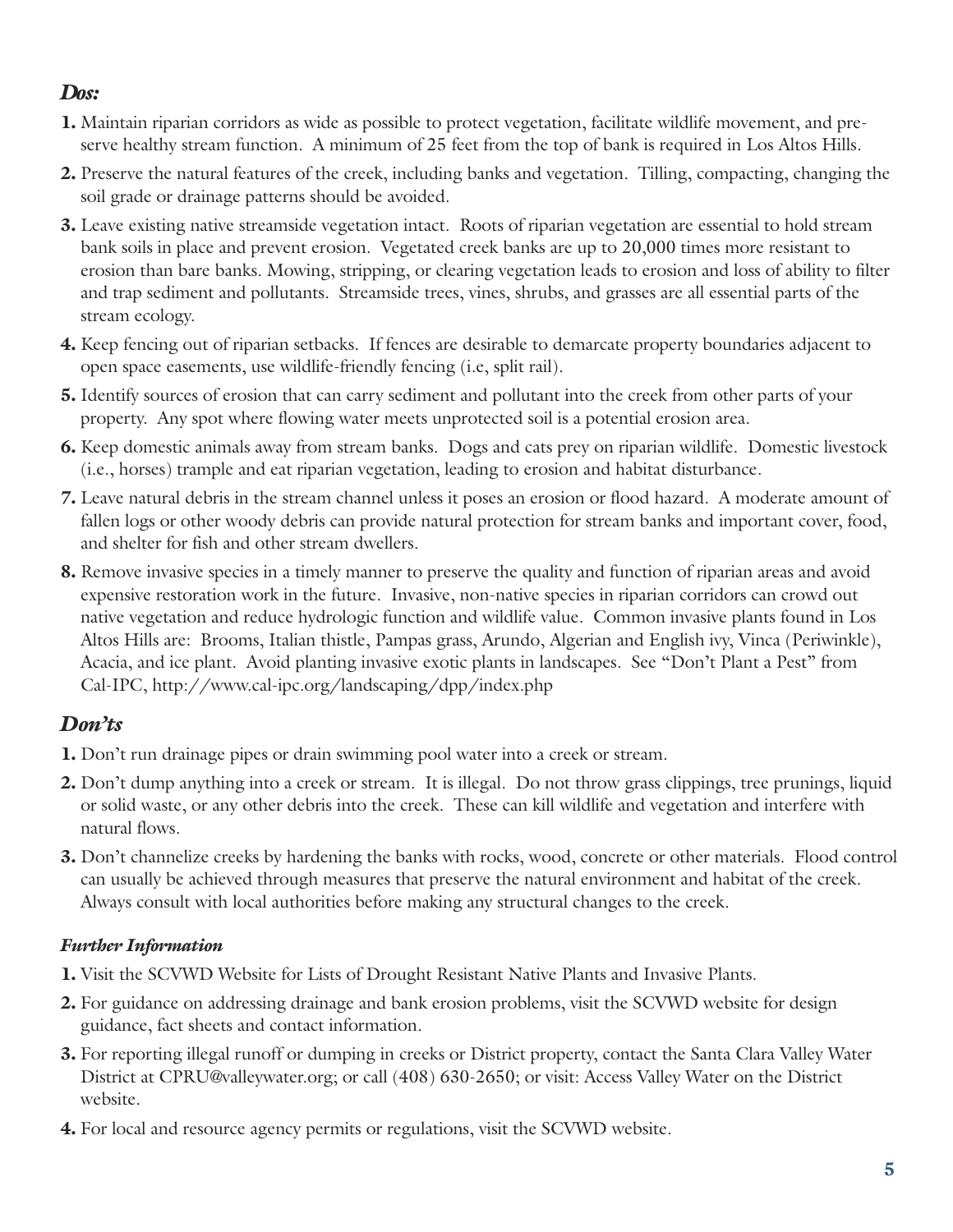## *Dos:*

1. Maintain riparian corridors as wide as possible to protect vegetation, facilitate wildlife movement, and preserve healthy stream function. A minimum of 25 feet from the top of bank is required in Los Altos Hills.
2. Preserve the natural features of the creek, including banks and vegetation. Tilling, compacting, changing the soil grade or drainage patterns should be avoided.
3. Leave existing native streamside vegetation intact. Roots of riparian vegetation are essential to hold stream bank soils in place and prevent erosion. Vegetated creek banks are up to 20,000 times more resistant to erosion than bare banks. Mowing, stripping, or clearing vegetation leads to erosion and loss of ability to filter and trap sediment and pollutants. Streamside trees, vines, shrubs, and grasses are all essential parts of the stream ecology.
4. Keep fencing out of riparian setbacks. If fences are desirable to demarcate property boundaries adjacent to open space easements, use wildlife-friendly fencing (i.e, split rail).
5. Identify sources of erosion that can carry sediment and pollutant into the creek from other parts of your property. Any spot where flowing water meets unprotected soil is a potential erosion area.
6. Keep domestic animals away from stream banks. Dogs and cats prey on riparian wildlife. Domestic livestock (i.e., horses) trample and eat riparian vegetation, leading to erosion and habitat disturbance.
7. Leave natural debris in the stream channel unless it poses an erosion or flood hazard. A moderate amount of fallen logs or other woody debris can provide natural protection for stream banks and important cover, food, and shelter for fish and other stream dwellers.
8. Remove invasive species in a timely manner to preserve the quality and function of riparian areas and avoid expensive restoration work in the future. Invasive, non-native species in riparian corridors can crowd out native vegetation and reduce hydrologic function and wildlife value. Common invasive plants found in Los Altos Hills are: Brooms, Italian thistle, Pampas grass, Arundo, Algerian and English ivy, Vinca (Periwinkle), Acacia, and ice plant. Avoid planting invasive exotic plants in landscapes. See "Don't Plant a Pest" from Cal-IPC, http://www.cal-ipc.org/landscaping/dpp/index.php

## *Don'ts*

1. Don't run drainage pipes or drain swimming pool water into a creek or stream.
2. Don't dump anything into a creek or stream. It is illegal. Do not throw grass clippings, tree prunings, liquid or solid waste, or any other debris into the creek. These can kill wildlife and vegetation and interfere with natural flows.
3. Don't channelize creeks by hardening the banks with rocks, wood, concrete or other materials. Flood control can usually be achieved through measures that preserve the natural environment and habitat of the creek. Always consult with local authorities before making any structural changes to the creek.

### *Further Information*

1. Visit the SCVWD Website for Lists of Drought Resistant Native Plants and Invasive Plants.
2. For guidance on addressing drainage and bank erosion problems, visit the SCVWD website for design guidance, fact sheets and contact information.
3. For reporting illegal runoff or dumping in creeks or District property, contact the Santa Clara Valley Water District at CPRU@valleywater.org; or call (408) 630-2650; or visit: Access Valley Water on the District website.
4. For local and resource agency permits or regulations, visit the SCVWD website.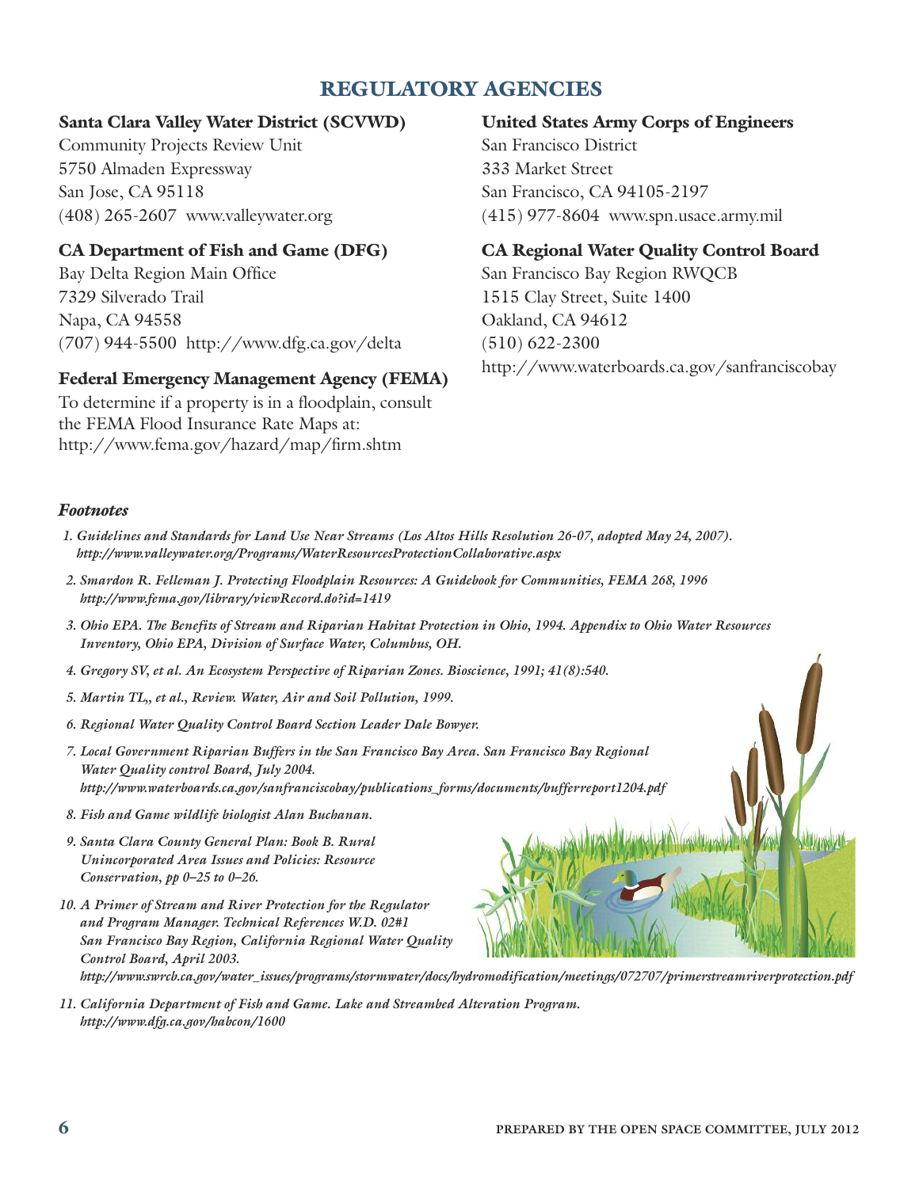## REGULATORY AGENCIES

**Santa Clara Valley Water District (SCVWD)**
Community Projects Review Unit
5750 Almaden Expressway
San Jose, CA 95118
(408) 265-2607 www.valleywater.org

**CA Department of Fish and Game (DFG)**
Bay Delta Region Main Office
7329 Silverado Trail
Napa, CA 94558
(707) 944-5500 http://www.dfg.ca.gov/delta

**Federal Emergency Management Agency (FEMA)**
To determine if a property is in a floodplain, consult the FEMA Flood Insurance Rate Maps at:
http://www.fema.gov/hazard/map/firm.shtm

**United States Army Corps of Engineers**
San Francisco District
333 Market Street
San Francisco, CA 94105-2197
(415) 977-8604 www.spn.usace.army.mil

**CA Regional Water Quality Control Board**
San Francisco Bay Region RWQCB
1515 Clay Street, Suite 1400
Oakland, CA 94612
(510) 622-2300
http://www.waterboards.ca.gov/sanfranciscobay

### *Footnotes*

1. *Guidelines and Standards for Land Use Near Streams (Los Altos Hills Resolution 26-07, adopted May 24, 2007). http://www.valleywater.org/Programs/WaterResourcesProtectionCollaborative.aspx*
2. *Smardon R. Felleman J. Protecting Floodplain Resources: A Guidebook for Communities, FEMA 268, 1996 http://www.fema.gov/library/viewRecord.do?id=1419*
3. *Ohio EPA. The Benefits of Stream and Riparian Habitat Protection in Ohio, 1994. Appendix to Ohio Water Resources Inventory, Ohio EPA, Division of Surface Water, Columbus, OH.*
4. *Gregory SV, et al. An Ecosystem Perspective of Riparian Zones. Bioscience, 1991; 41(8):540.*
5. *Martin TL,, et al., Review. Water, Air and Soil Pollution, 1999.*
6. *Regional Water Quality Control Board Section Leader Dale Bowyer.*
7. *Local Government Riparian Buffers in the San Francisco Bay Area. San Francisco Bay Regional Water Quality control Board, July 2004. http://www.waterboards.ca.gov/sanfranciscobay/publications_forms/documents/bufferreport1204.pdf*
8. *Fish and Game wildlife biologist Alan Buchanan.*
9. *Santa Clara County General Plan: Book B. Rural Unincorporated Area Issues and Policies: Resource Conservation, pp 0–25 to 0–26.*
10. *A Primer of Stream and River Protection for the Regulator and Program Manager. Technical References W.D. 02#1 San Francisco Bay Region, California Regional Water Quality Control Board, April 2003. http://www.swrcb.ca.gov/water_issues/programs/stormwater/docs/hydromodification/meetings/072707/primerstreamriverprotection.pdf*
11. *California Department of Fish and Game. Lake and Streambed Alteration Program. http://www.dfg.ca.gov/habcon/1600*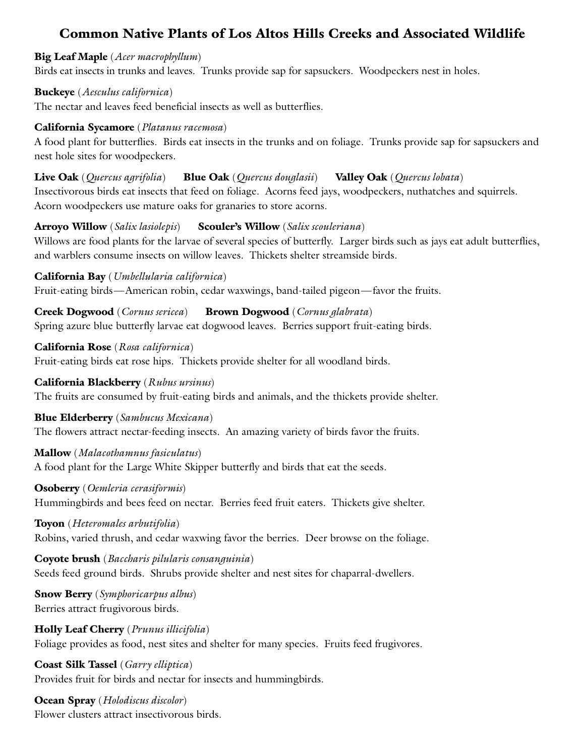# Common Native Plants of Los Altos Hills Creeks and Associated Wildlife

**Big Leaf Maple** (*Acer macrophyllum*)
Birds eat insects in trunks and leaves. Trunks provide sap for sapsuckers. Woodpeckers nest in holes.

**Buckeye** (*Aesculus californica*)
The nectar and leaves feed beneficial insects as well as butterflies.

**California Sycamore** (*Platanus racemosa*)
A food plant for butterflies. Birds eat insects in the trunks and on foliage. Trunks provide sap for sapsuckers and nest hole sites for woodpeckers.

**Live Oak** (*Quercus agrifolia*) **Blue Oak** (*Quercus douglasii*) **Valley Oak** (*Quercus lobata*)
Insectivorous birds eat insects that feed on foliage. Acorns feed jays, woodpeckers, nuthatches and squirrels. Acorn woodpeckers use mature oaks for granaries to store acorns.

**Arroyo Willow** (*Salix lasiolepis*) **Scouler's Willow** (*Salix scouleriana*)
Willows are food plants for the larvae of several species of butterfly. Larger birds such as jays eat adult butterflies, and warblers consume insects on willow leaves. Thickets shelter streamside birds.

**California Bay** (*Umbellularia californica*)
Fruit-eating birds—American robin, cedar waxwings, band-tailed pigeon—favor the fruits.

**Creek Dogwood** (*Cornus sericea*) **Brown Dogwood** (*Cornus glabrata*)
Spring azure blue butterfly larvae eat dogwood leaves. Berries support fruit-eating birds.

**California Rose** (*Rosa californica*)
Fruit-eating birds eat rose hips. Thickets provide shelter for all woodland birds.

**California Blackberry** (*Rubus ursinus*)
The fruits are consumed by fruit-eating birds and animals, and the thickets provide shelter.

**Blue Elderberry** (*Sambucus Mexicana*)
The flowers attract nectar-feeding insects. An amazing variety of birds favor the fruits.

**Mallow** (*Malacothamnus fasiculatus*)
A food plant for the Large White Skipper butterfly and birds that eat the seeds.

**Osoberry** (*Oemleria cerasiformis*)
Hummingbirds and bees feed on nectar. Berries feed fruit eaters. Thickets give shelter.

**Toyon** (*Heteromales arbutifolia*)
Robins, varied thrush, and cedar waxwing favor the berries. Deer browse on the foliage.

**Coyote brush** (*Baccharis pilularis consanguinia*)
Seeds feed ground birds. Shrubs provide shelter and nest sites for chaparral-dwellers.

**Snow Berry** (*Symphoricarpus albus*)
Berries attract frugivorous birds.

**Holly Leaf Cherry** (*Prunus illicifolia*)
Foliage provides as food, nest sites and shelter for many species. Fruits feed frugivores.

**Coast Silk Tassel** (*Garry elliptica*)
Provides fruit for birds and nectar for insects and hummingbirds.

**Ocean Spray** (*Holodiscus discolor*)
Flower clusters attract insectivorous birds.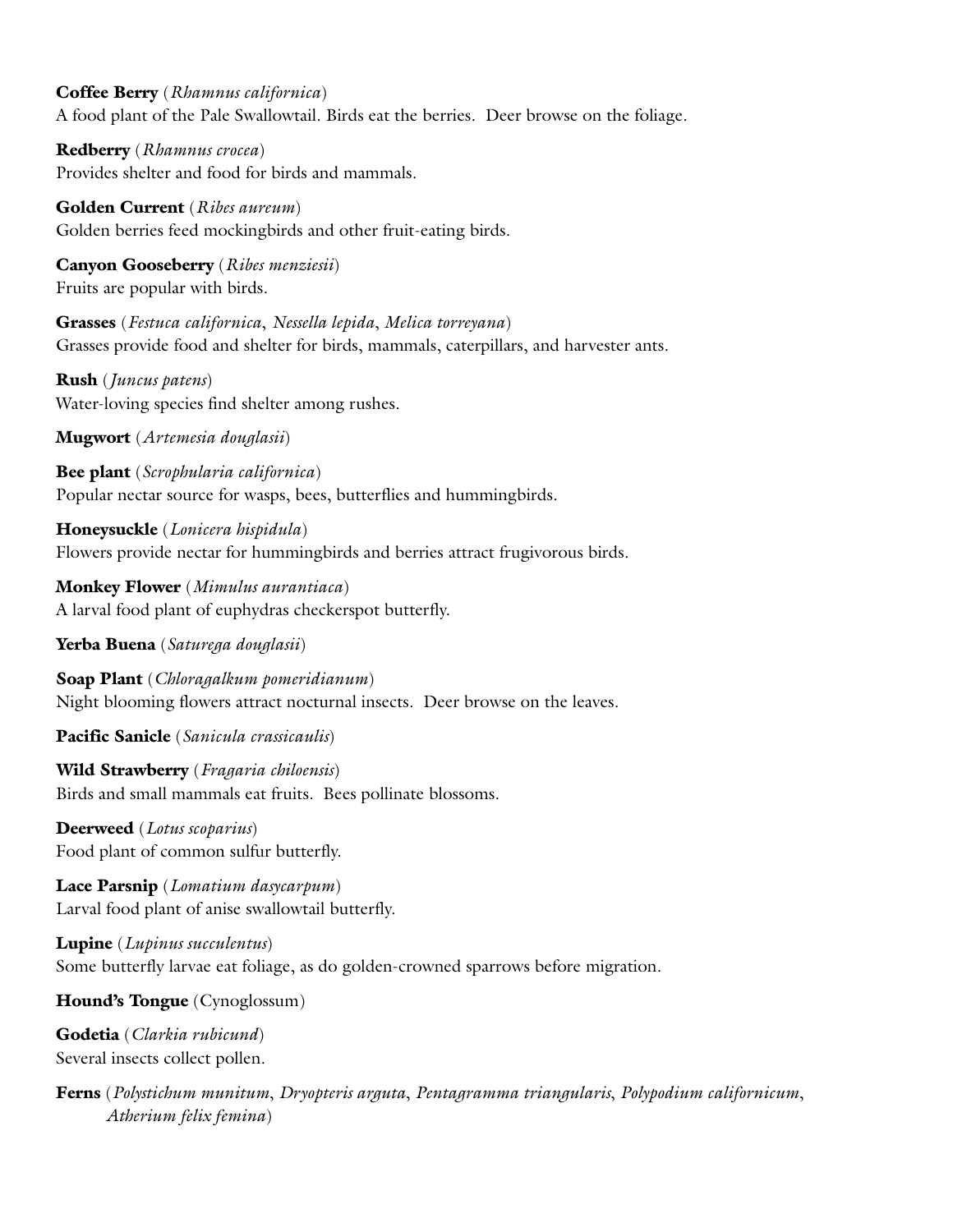**Coffee Berry** (*Rhamnus californica*)
A food plant of the Pale Swallowtail. Birds eat the berries. Deer browse on the foliage.

**Redberry** (*Rhamnus crocea*)
Provides shelter and food for birds and mammals.

**Golden Current** (*Ribes aureum*)
Golden berries feed mockingbirds and other fruit-eating birds.

**Canyon Gooseberry** (*Ribes menziesii*)
Fruits are popular with birds.

**Grasses** (*Festuca californica*, *Nessella lepida*, *Melica torreyana*)
Grasses provide food and shelter for birds, mammals, caterpillars, and harvester ants.

**Rush** (*Juncus patens*)
Water-loving species find shelter among rushes.

**Mugwort** (*Artemesia douglasii*)

**Bee plant** (*Scrophularia californica*)
Popular nectar source for wasps, bees, butterflies and hummingbirds.

**Honeysuckle** (*Lonicera hispidula*)
Flowers provide nectar for hummingbirds and berries attract frugivorous birds.

**Monkey Flower** (*Mimulus aurantiaca*)
A larval food plant of euphydras checkerspot butterfly.

**Yerba Buena** (*Saturega douglasii*)

**Soap Plant** (*Chloragalkum pomeridianum*)
Night blooming flowers attract nocturnal insects. Deer browse on the leaves.

**Pacific Sanicle** (*Sanicula crassicaulis*)

**Wild Strawberry** (*Fragaria chiloensis*)
Birds and small mammals eat fruits. Bees pollinate blossoms.

**Deerweed** (*Lotus scoparius*)
Food plant of common sulfur butterfly.

**Lace Parsnip** (*Lomatium dasycarpum*)
Larval food plant of anise swallowtail butterfly.

**Lupine** (*Lupinus succulentus*)
Some butterfly larvae eat foliage, as do golden-crowned sparrows before migration.

**Hound's Tongue** (Cynoglossum)

**Godetia** (*Clarkia rubicund*)
Several insects collect pollen.

**Ferns** (*Polystichum munitum*, *Dryopteris arguta*, *Pentagramma triangularis*, *Polypodium californicum*, *Atherium felix femina*)